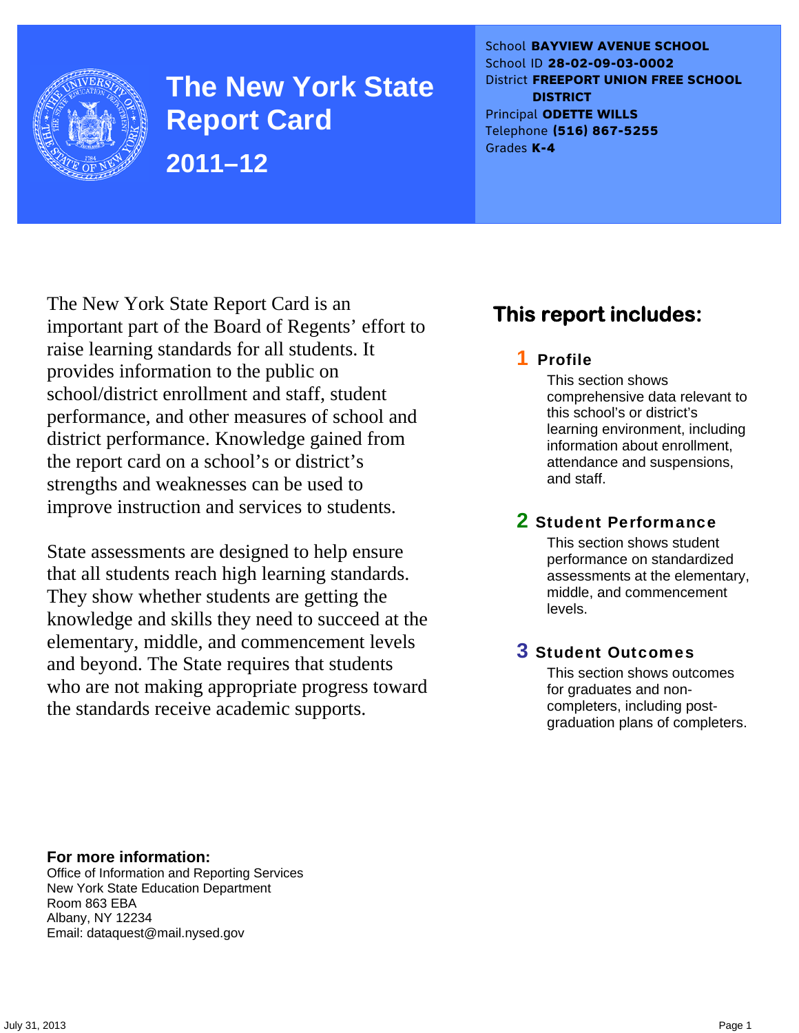# The New York State Report Card

## 2011–12

School **BAYVIEW AVENUE SCHOOL**
School ID **28-02-09-03-0002**
District **FREEPORT UNION FREE SCHOOL DISTRICT**
Principal **ODETTE WILLS**
Telephone **(516) 867-5255**
Grades **K-4**

The New York State Report Card is an important part of the Board of Regents' effort to raise learning standards for all students. It provides information to the public on school/district enrollment and staff, student performance, and other measures of school and district performance. Knowledge gained from the report card on a school's or district's strengths and weaknesses can be used to improve instruction and services to students.

State assessments are designed to help ensure that all students reach high learning standards. They show whether students are getting the knowledge and skills they need to succeed at the elementary, middle, and commencement levels and beyond. The State requires that students who are not making appropriate progress toward the standards receive academic supports.

## This report includes:

### 1 Profile

This section shows comprehensive data relevant to this school's or district's learning environment, including information about enrollment, attendance and suspensions, and staff.

### 2 Student Performance

This section shows student performance on standardized assessments at the elementary, middle, and commencement levels.

### 3 Student Outcomes

This section shows outcomes for graduates and non-completers, including post-graduation plans of completers.

**For more information:**
Office of Information and Reporting Services
New York State Education Department
Room 863 EBA
Albany, NY 12234
Email: dataquest@mail.nysed.gov

July 31, 2013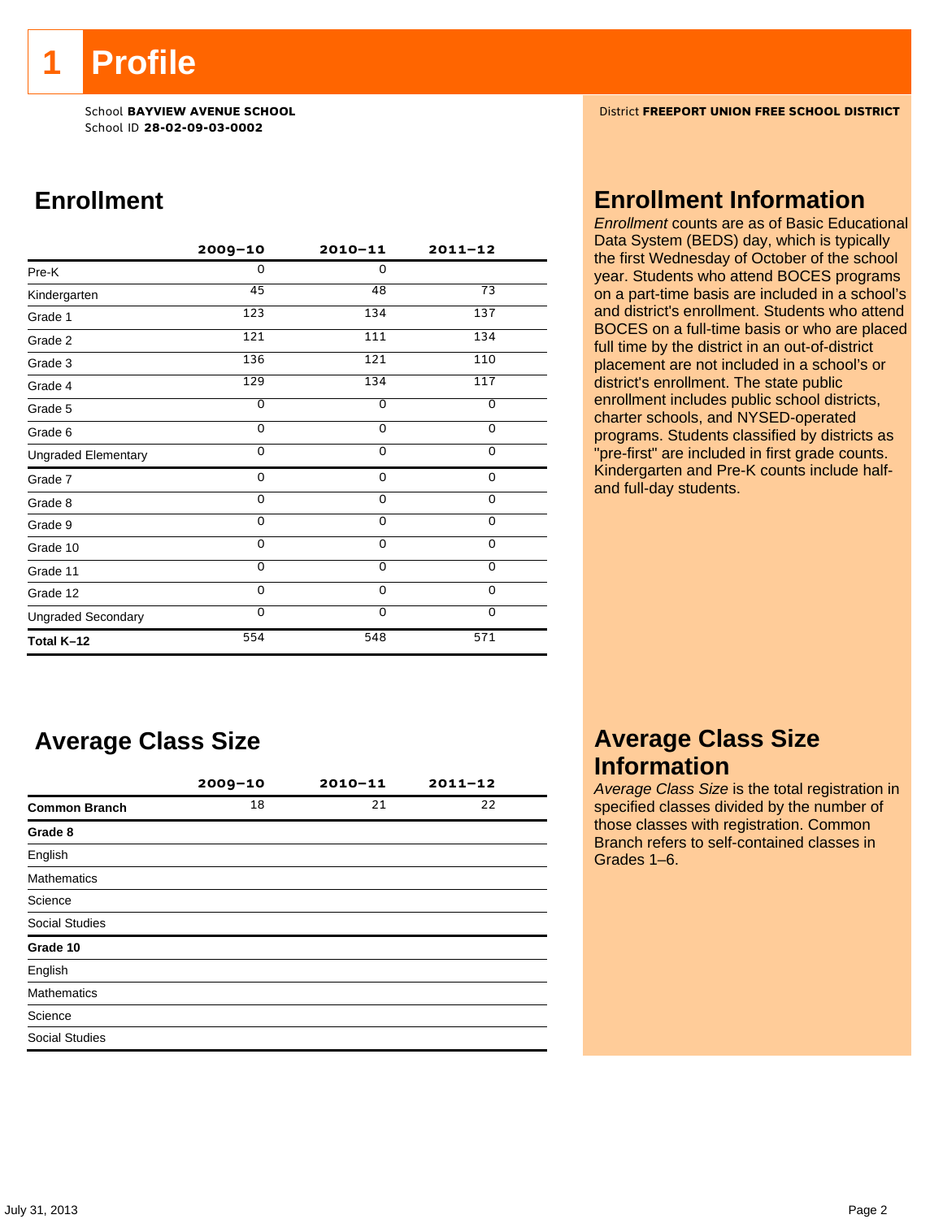# 1 Profile

School **BAYVIEW AVENUE SCHOOL**
School ID **28-02-09-03-0002**

District **FREEPORT UNION FREE SCHOOL DISTRICT**

## Enrollment

| | 2009–10 | 2010–11 | 2011–12 |
|---|---|---|---|
| Pre-K | 0 | 0 | |
| Kindergarten | 45 | 48 | 73 |
| Grade 1 | 123 | 134 | 137 |
| Grade 2 | 121 | 111 | 134 |
| Grade 3 | 136 | 121 | 110 |
| Grade 4 | 129 | 134 | 117 |
| Grade 5 | 0 | 0 | 0 |
| Grade 6 | 0 | 0 | 0 |
| Ungraded Elementary | 0 | 0 | 0 |
| Grade 7 | 0 | 0 | 0 |
| Grade 8 | 0 | 0 | 0 |
| Grade 9 | 0 | 0 | 0 |
| Grade 10 | 0 | 0 | 0 |
| Grade 11 | 0 | 0 | 0 |
| Grade 12 | 0 | 0 | 0 |
| Ungraded Secondary | 0 | 0 | 0 |
| **Total K–12** | 554 | 548 | 571 |

## Enrollment Information

*Enrollment* counts are as of Basic Educational Data System (BEDS) day, which is typically the first Wednesday of October of the school year. Students who attend BOCES programs on a part-time basis are included in a school's and district's enrollment. Students who attend BOCES on a full-time basis or who are placed full time by the district in an out-of-district placement are not included in a school's or district's enrollment. The state public enrollment includes public school districts, charter schools, and NYSED-operated programs. Students classified by districts as "pre-first" are included in first grade counts. Kindergarten and Pre-K counts include half- and full-day students.

## Average Class Size

| | 2009–10 | 2010–11 | 2011–12 |
|---|---|---|---|
| **Common Branch** | 18 | 21 | 22 |
| **Grade 8** | | | |
| English | | | |
| Mathematics | | | |
| Science | | | |
| Social Studies | | | |
| **Grade 10** | | | |
| English | | | |
| Mathematics | | | |
| Science | | | |
| Social Studies | | | |

## Average Class Size Information

*Average Class Size* is the total registration in specified classes divided by the number of those classes with registration. Common Branch refers to self-contained classes in Grades 1–6.

July 31, 2013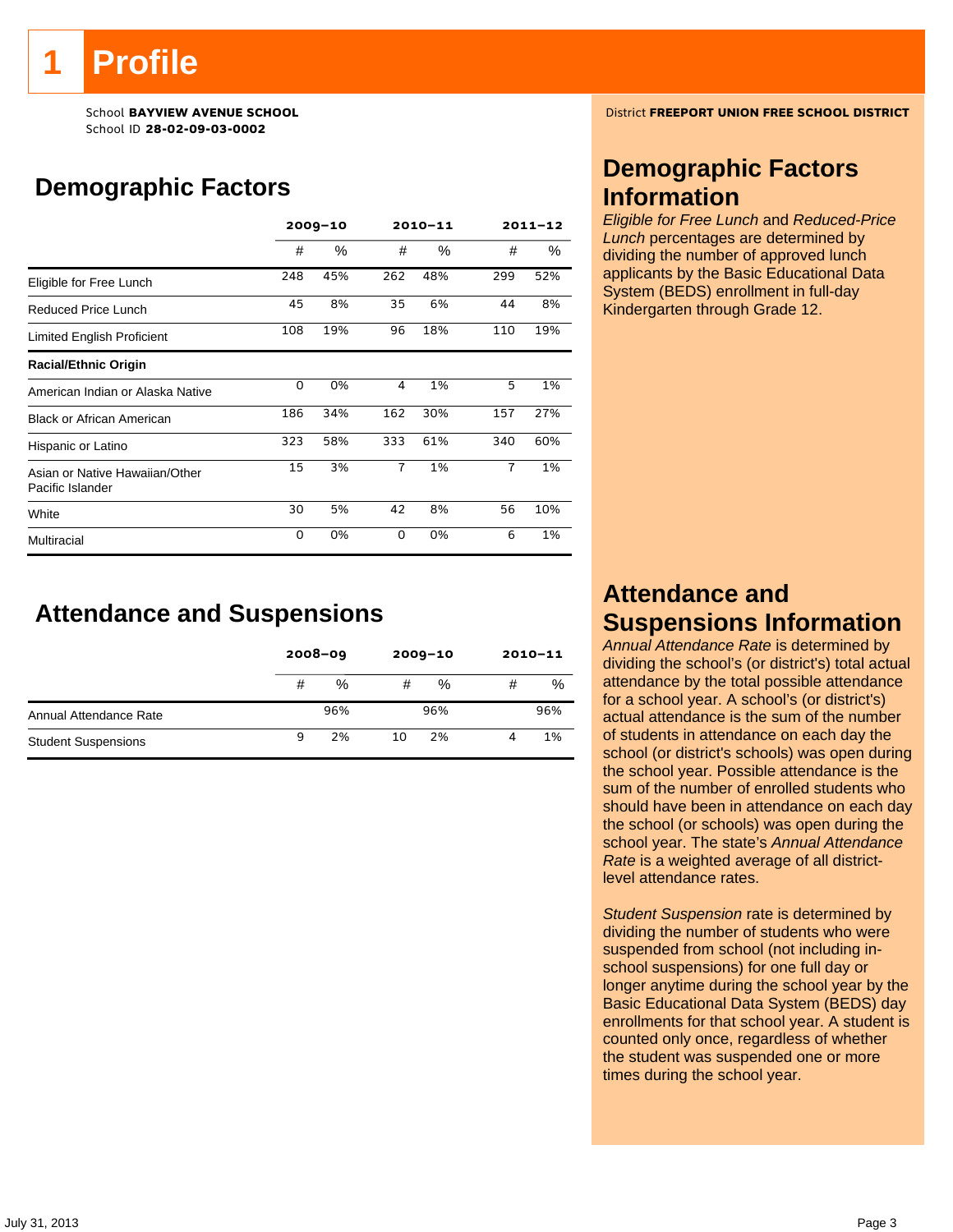# 1 Profile

School **BAYVIEW AVENUE SCHOOL**
School ID **28-02-09-03-0002**

District **FREEPORT UNION FREE SCHOOL DISTRICT**

## Demographic Factors

| | 2009–10 | | 2010–11 | | 2011–12 | |
|---|---|---|---|---|---|---|
| | # | % | # | % | # | % |
| Eligible for Free Lunch | 248 | 45% | 262 | 48% | 299 | 52% |
| Reduced Price Lunch | 45 | 8% | 35 | 6% | 44 | 8% |
| Limited English Proficient | 108 | 19% | 96 | 18% | 110 | 19% |
| **Racial/Ethnic Origin** | | | | | | |
| American Indian or Alaska Native | 0 | 0% | 4 | 1% | 5 | 1% |
| Black or African American | 186 | 34% | 162 | 30% | 157 | 27% |
| Hispanic or Latino | 323 | 58% | 333 | 61% | 340 | 60% |
| Asian or Native Hawaiian/Other Pacific Islander | 15 | 3% | 7 | 1% | 7 | 1% |
| White | 30 | 5% | 42 | 8% | 56 | 10% |
| Multiracial | 0 | 0% | 0 | 0% | 6 | 1% |

## Demographic Factors Information

*Eligible for Free Lunch* and *Reduced-Price Lunch* percentages are determined by dividing the number of approved lunch applicants by the Basic Educational Data System (BEDS) enrollment in full-day Kindergarten through Grade 12.

## Attendance and Suspensions

| | 2008–09 | | 2009–10 | | 2010–11 | |
|---|---|---|---|---|---|---|
| | # | % | # | % | # | % |
| Annual Attendance Rate | | 96% | | 96% | | 96% |
| Student Suspensions | 9 | 2% | 10 | 2% | 4 | 1% |

## Attendance and Suspensions Information

*Annual Attendance Rate* is determined by dividing the school's (or district's) total actual attendance by the total possible attendance for a school year. A school's (or district's) actual attendance is the sum of the number of students in attendance on each day the school (or district's schools) was open during the school year. Possible attendance is the sum of the number of enrolled students who should have been in attendance on each day the school (or schools) was open during the school year. The state's *Annual Attendance Rate* is a weighted average of all district-level attendance rates.

*Student Suspension* rate is determined by dividing the number of students who were suspended from school (not including in-school suspensions) for one full day or longer anytime during the school year by the Basic Educational Data System (BEDS) day enrollments for that school year. A student is counted only once, regardless of whether the student was suspended one or more times during the school year.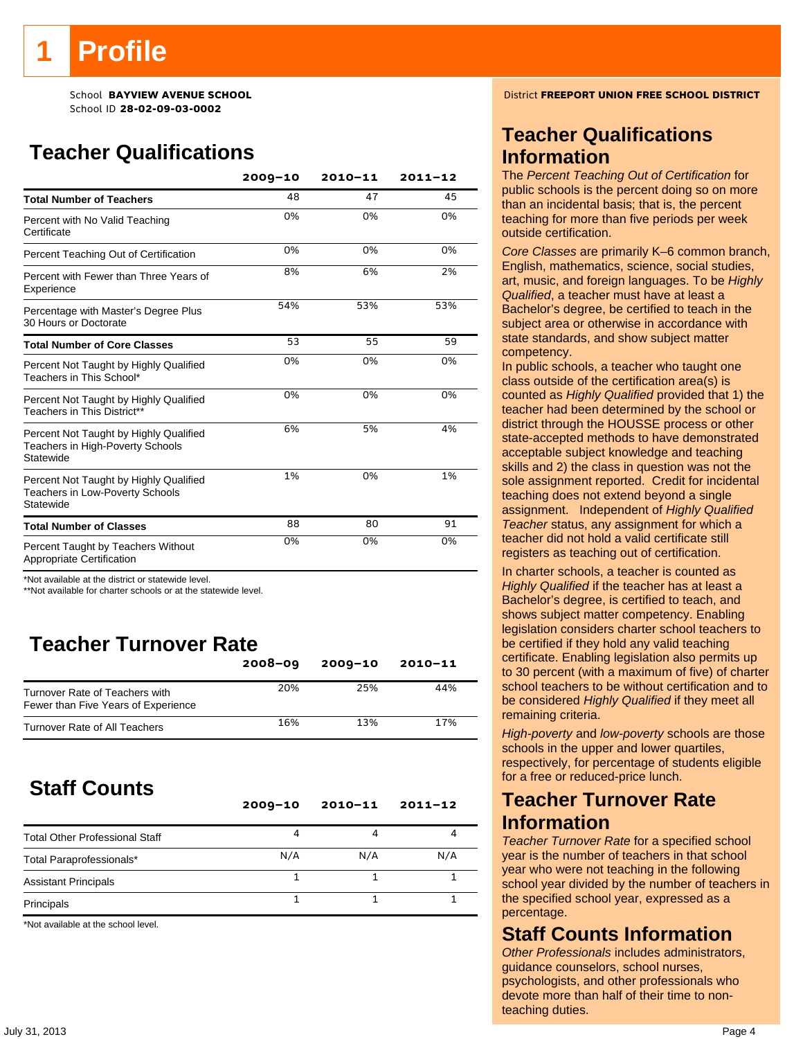# 1 Profile

School **BAYVIEW AVENUE SCHOOL**
School ID **28-02-09-03-0002**

District **FREEPORT UNION FREE SCHOOL DISTRICT**

## Teacher Qualifications

| | 2009–10 | 2010–11 | 2011–12 |
|---|---|---|---|
| **Total Number of Teachers** | 48 | 47 | 45 |
| Percent with No Valid Teaching Certificate | 0% | 0% | 0% |
| Percent Teaching Out of Certification | 0% | 0% | 0% |
| Percent with Fewer than Three Years of Experience | 8% | 6% | 2% |
| Percentage with Master's Degree Plus 30 Hours or Doctorate | 54% | 53% | 53% |
| **Total Number of Core Classes** | 53 | 55 | 59 |
| Percent Not Taught by Highly Qualified Teachers in This School* | 0% | 0% | 0% |
| Percent Not Taught by Highly Qualified Teachers in This District** | 0% | 0% | 0% |
| Percent Not Taught by Highly Qualified Teachers in High-Poverty Schools Statewide | 6% | 5% | 4% |
| Percent Not Taught by Highly Qualified Teachers in Low-Poverty Schools Statewide | 1% | 0% | 1% |
| **Total Number of Classes** | 88 | 80 | 91 |
| Percent Taught by Teachers Without Appropriate Certification | 0% | 0% | 0% |

*Not available at the district or statewide level.
**Not available for charter schools or at the statewide level.

## Teacher Turnover Rate

| | 2008–09 | 2009–10 | 2010–11 |
|---|---|---|---|
| Turnover Rate of Teachers with Fewer than Five Years of Experience | 20% | 25% | 44% |
| Turnover Rate of All Teachers | 16% | 13% | 17% |

## Staff Counts

| | 2009–10 | 2010–11 | 2011–12 |
|---|---|---|---|
| Total Other Professional Staff | 4 | 4 | 4 |
| Total Paraprofessionals* | N/A | N/A | N/A |
| Assistant Principals | 1 | 1 | 1 |
| Principals | 1 | 1 | 1 |

*Not available at the school level.

## Teacher Qualifications Information

The *Percent Teaching Out of Certification* for public schools is the percent doing so on more than an incidental basis; that is, the percent teaching for more than five periods per week outside certification.

*Core Classes* are primarily K–6 common branch, English, mathematics, science, social studies, art, music, and foreign languages. To be *Highly Qualified*, a teacher must have at least a Bachelor's degree, be certified to teach in the subject area or otherwise in accordance with state standards, and show subject matter competency.

In public schools, a teacher who taught one class outside of the certification area(s) is counted as *Highly Qualified* provided that 1) the teacher had been determined by the school or district through the HOUSSE process or other state-accepted methods to have demonstrated acceptable subject knowledge and teaching skills and 2) the class in question was not the sole assignment reported. Credit for incidental teaching does not extend beyond a single assignment. Independent of *Highly Qualified Teacher* status, any assignment for which a teacher did not hold a valid certificate still registers as teaching out of certification.

In charter schools, a teacher is counted as *Highly Qualified* if the teacher has at least a Bachelor's degree, is certified to teach, and shows subject matter competency. Enabling legislation considers charter school teachers to be certified if they hold any valid teaching certificate. Enabling legislation also permits up to 30 percent (with a maximum of five) of charter school teachers to be without certification and to be considered *Highly Qualified* if they meet all remaining criteria.

*High-poverty* and *low-poverty* schools are those schools in the upper and lower quartiles, respectively, for percentage of students eligible for a free or reduced-price lunch.

## Teacher Turnover Rate Information

*Teacher Turnover Rate* for a specified school year is the number of teachers in that school year who were not teaching in the following school year divided by the number of teachers in the specified school year, expressed as a percentage.

## Staff Counts Information

*Other Professionals* includes administrators, guidance counselors, school nurses, psychologists, and other professionals who devote more than half of their time to non-teaching duties.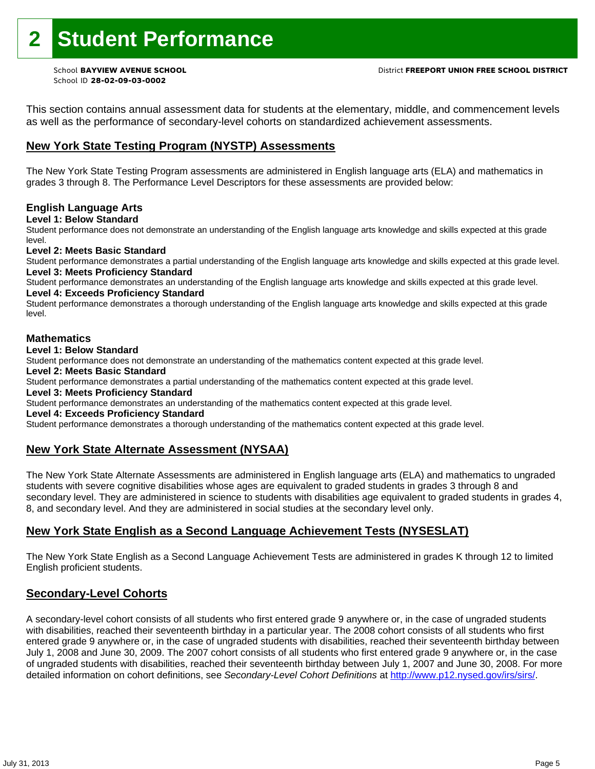# 2 Student Performance

School **BAYVIEW AVENUE SCHOOL**
School ID **28-02-09-03-0002**

District **FREEPORT UNION FREE SCHOOL DISTRICT**

This section contains annual assessment data for students at the elementary, middle, and commencement levels as well as the performance of secondary-level cohorts on standardized achievement assessments.

## New York State Testing Program (NYSTP) Assessments

The New York State Testing Program assessments are administered in English language arts (ELA) and mathematics in grades 3 through 8. The Performance Level Descriptors for these assessments are provided below:

### English Language Arts

**Level 1: Below Standard**
Student performance does not demonstrate an understanding of the English language arts knowledge and skills expected at this grade level.

**Level 2: Meets Basic Standard**
Student performance demonstrates a partial understanding of the English language arts knowledge and skills expected at this grade level.

**Level 3: Meets Proficiency Standard**
Student performance demonstrates an understanding of the English language arts knowledge and skills expected at this grade level.

**Level 4: Exceeds Proficiency Standard**
Student performance demonstrates a thorough understanding of the English language arts knowledge and skills expected at this grade level.

### Mathematics

**Level 1: Below Standard**
Student performance does not demonstrate an understanding of the mathematics content expected at this grade level.

**Level 2: Meets Basic Standard**
Student performance demonstrates a partial understanding of the mathematics content expected at this grade level.

**Level 3: Meets Proficiency Standard**
Student performance demonstrates an understanding of the mathematics content expected at this grade level.

**Level 4: Exceeds Proficiency Standard**
Student performance demonstrates a thorough understanding of the mathematics content expected at this grade level.

## New York State Alternate Assessment (NYSAA)

The New York State Alternate Assessments are administered in English language arts (ELA) and mathematics to ungraded students with severe cognitive disabilities whose ages are equivalent to graded students in grades 3 through 8 and secondary level. They are administered in science to students with disabilities age equivalent to graded students in grades 4, 8, and secondary level. And they are administered in social studies at the secondary level only.

## New York State English as a Second Language Achievement Tests (NYSESLAT)

The New York State English as a Second Language Achievement Tests are administered in grades K through 12 to limited English proficient students.

## Secondary-Level Cohorts

A secondary-level cohort consists of all students who first entered grade 9 anywhere or, in the case of ungraded students with disabilities, reached their seventeenth birthday in a particular year. The 2008 cohort consists of all students who first entered grade 9 anywhere or, in the case of ungraded students with disabilities, reached their seventeenth birthday between July 1, 2008 and June 30, 2009. The 2007 cohort consists of all students who first entered grade 9 anywhere or, in the case of ungraded students with disabilities, reached their seventeenth birthday between July 1, 2007 and June 30, 2008. For more detailed information on cohort definitions, see *Secondary-Level Cohort Definitions* at http://www.p12.nysed.gov/irs/sirs/.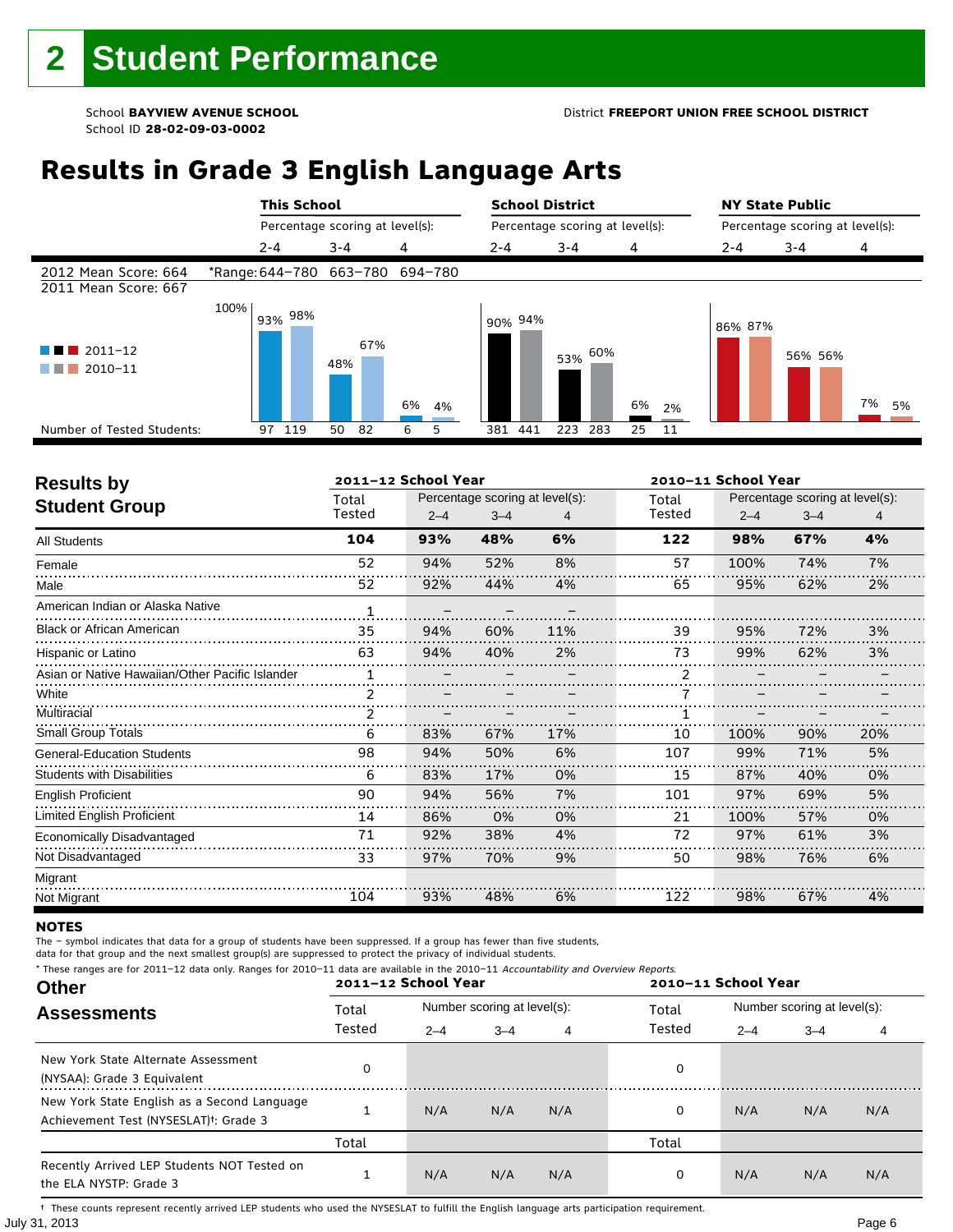# 2 Student Performance

School **BAYVIEW AVENUE SCHOOL**
School ID **28-02-09-03-0002**

District **FREEPORT UNION FREE SCHOOL DISTRICT**

## Results in Grade 3 English Language Arts

2012 Mean Score: 664
2011 Mean Score: 667

*Range: 2–4: 644–780; 3–4: 663–780; 4: 694–780

| | This School 2–4 | | This School 3–4 | | This School 4 | | School District 2–4 | | School District 3–4 | | School District 4 | | NY State Public 2–4 | | NY State Public 3–4 | | NY State Public 4 | |
|---|---|---|---|---|---|---|---|---|---|---|---|---|---|---|---|---|---|---|
| | 2011–12 | 2010–11 | 2011–12 | 2010–11 | 2011–12 | 2010–11 | 2011–12 | 2010–11 | 2011–12 | 2010–11 | 2011–12 | 2010–11 | 2011–12 | 2010–11 | 2011–12 | 2010–11 | 2011–12 | 2010–11 |
| Percentage scoring at level(s) | 93% | 98% | 48% | 67% | 6% | 4% | 90% | 94% | 53% | 60% | 6% | 2% | 86% | 87% | 56% | 56% | 7% | 5% |
| Number of Tested Students | 97 | 119 | 50 | 82 | 6 | 5 | 381 | 441 | 223 | 283 | 25 | 11 | | | | | | |

## Results by Student Group

| | 2011–12 School Year | | | | 2010–11 School Year | | | |
|---|---|---|---|---|---|---|---|---|
| | Total Tested | Percentage scoring at level(s): 2–4 | 3–4 | 4 | Total Tested | Percentage scoring at level(s): 2–4 | 3–4 | 4 |
| **All Students** | **104** | **93%** | **48%** | **6%** | **122** | **98%** | **67%** | **4%** |
| Female | 52 | 94% | 52% | 8% | 57 | 100% | 74% | 7% |
| Male | 52 | 92% | 44% | 4% | 65 | 95% | 62% | 2% |
| American Indian or Alaska Native | 1 | – | – | – | | | | |
| Black or African American | 35 | 94% | 60% | 11% | 39 | 95% | 72% | 3% |
| Hispanic or Latino | 63 | 94% | 40% | 2% | 73 | 99% | 62% | 3% |
| Asian or Native Hawaiian/Other Pacific Islander | 1 | – | – | – | 2 | – | – | – |
| White | 2 | – | – | – | 7 | – | – | – |
| Multiracial | 2 | – | – | – | 1 | – | – | – |
| Small Group Totals | 6 | 83% | 67% | 17% | 10 | 100% | 90% | 20% |
| General-Education Students | 98 | 94% | 50% | 6% | 107 | 99% | 71% | 5% |
| Students with Disabilities | 6 | 83% | 17% | 0% | 15 | 87% | 40% | 0% |
| English Proficient | 90 | 94% | 56% | 7% | 101 | 97% | 69% | 5% |
| Limited English Proficient | 14 | 86% | 0% | 0% | 21 | 100% | 57% | 0% |
| Economically Disadvantaged | 71 | 92% | 38% | 4% | 72 | 97% | 61% | 3% |
| Not Disadvantaged | 33 | 97% | 70% | 9% | 50 | 98% | 76% | 6% |
| Migrant | | | | | | | | |
| Not Migrant | 104 | 93% | 48% | 6% | 122 | 98% | 67% | 4% |

**NOTES**

The – symbol indicates that data for a group of students have been suppressed. If a group has fewer than five students, data for that group and the next smallest group(s) are suppressed to protect the privacy of individual students.

\* These ranges are for 2011–12 data only. Ranges for 2010–11 data are available in the 2010–11 *Accountability and Overview Reports.*

## Other Assessments

| | 2011–12 School Year | | | | 2010–11 School Year | | | |
|---|---|---|---|---|---|---|---|---|
| | Total Tested | Number scoring at level(s): 2–4 | 3–4 | 4 | Total Tested | Number scoring at level(s): 2–4 | 3–4 | 4 |
| New York State Alternate Assessment (NYSAA): Grade 3 Equivalent | 0 | | | | 0 | | | |
| New York State English as a Second Language Achievement Test (NYSESLAT)†: Grade 3 | 1 | N/A | N/A | N/A | 0 | N/A | N/A | N/A |
| | Total | | | | Total | | | |
| Recently Arrived LEP Students NOT Tested on the ELA NYSTP: Grade 3 | 1 | N/A | N/A | N/A | 0 | N/A | N/A | N/A |

† These counts represent recently arrived LEP students who used the NYSESLAT to fulfill the English language arts participation requirement.

July 31, 2013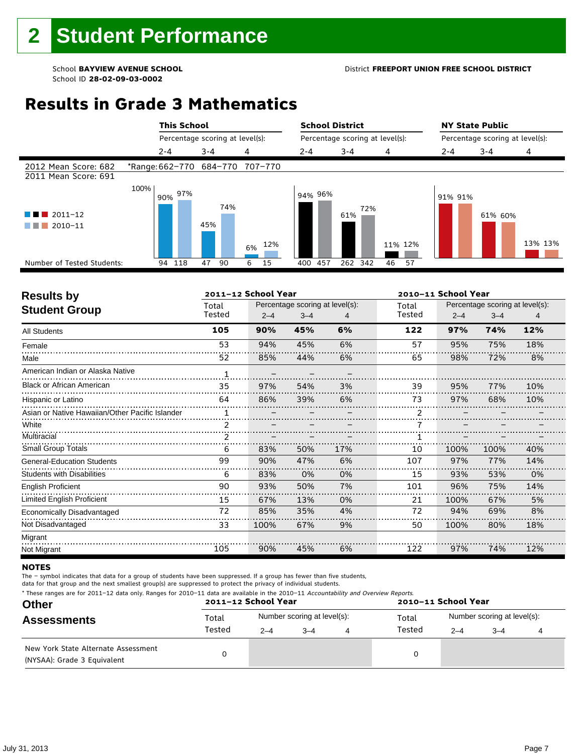# 2 Student Performance

School **BAYVIEW AVENUE SCHOOL**
School ID **28-02-09-03-0002**

District **FREEPORT UNION FREE SCHOOL DISTRICT**

## Results in Grade 3 Mathematics

2012 Mean Score: 682
2011 Mean Score: 691

*Range: 2–4: 662–770; 3–4: 684–770; 4: 707–770

| | This School 2–4 | This School 3–4 | This School 4 | School District 2–4 | School District 3–4 | School District 4 | NY State Public 2–4 | NY State Public 3–4 | NY State Public 4 |
|---|---|---|---|---|---|---|---|---|---|
| 2011–12 | 90% | 45% | 6% | 94% | 61% | 11% | 91% | 61% | 13% |
| 2010–11 | 97% | 74% | 12% | 96% | 72% | 12% | 91% | 60% | 13% |
| Number of Tested Students (2011–12) | 94 | 47 | 6 | 400 | 262 | 46 | | | |
| Number of Tested Students (2010–11) | 118 | 90 | 15 | 457 | 342 | 57 | | | |

## Results by Student Group

| | 2011–12 School Year | | | | 2010–11 School Year | | | |
|---|---|---|---|---|---|---|---|---|
| | Total Tested | Percentage scoring at level(s): 2–4 | 3–4 | 4 | Total Tested | Percentage scoring at level(s): 2–4 | 3–4 | 4 |
| **All Students** | **105** | **90%** | **45%** | **6%** | **122** | **97%** | **74%** | **12%** |
| Female | 53 | 94% | 45% | 6% | 57 | 95% | 75% | 18% |
| Male | 52 | 85% | 44% | 6% | 65 | 98% | 72% | 8% |
| American Indian or Alaska Native | 1 | – | – | – | | | | |
| Black or African American | 35 | 97% | 54% | 3% | 39 | 95% | 77% | 10% |
| Hispanic or Latino | 64 | 86% | 39% | 6% | 73 | 97% | 68% | 10% |
| Asian or Native Hawaiian/Other Pacific Islander | 1 | – | – | – | 2 | – | – | – |
| White | 2 | – | – | – | 7 | – | – | – |
| Multiracial | 2 | – | – | – | 1 | – | – | – |
| Small Group Totals | 6 | 83% | 50% | 17% | 10 | 100% | 100% | 40% |
| General-Education Students | 99 | 90% | 47% | 6% | 107 | 97% | 77% | 14% |
| Students with Disabilities | 6 | 83% | 0% | 0% | 15 | 93% | 53% | 0% |
| English Proficient | 90 | 93% | 50% | 7% | 101 | 96% | 75% | 14% |
| Limited English Proficient | 15 | 67% | 13% | 0% | 21 | 100% | 67% | 5% |
| Economically Disadvantaged | 72 | 85% | 35% | 4% | 72 | 94% | 69% | 8% |
| Not Disadvantaged | 33 | 100% | 67% | 9% | 50 | 100% | 80% | 18% |
| Migrant | | | | | | | | |
| Not Migrant | 105 | 90% | 45% | 6% | 122 | 97% | 74% | 12% |

**NOTES**

The – symbol indicates that data for a group of students have been suppressed. If a group has fewer than five students, data for that group and the next smallest group(s) are suppressed to protect the privacy of individual students.

* These ranges are for 2011–12 data only. Ranges for 2010–11 data are available in the 2010–11 *Accountability and Overview Reports.*

## Other Assessments

| | 2011–12 School Year | | | | 2010–11 School Year | | | |
|---|---|---|---|---|---|---|---|---|
| | Total Tested | Number scoring at level(s): 2–4 | 3–4 | 4 | Total Tested | Number scoring at level(s): 2–4 | 3–4 | 4 |
| New York State Alternate Assessment (NYSAA): Grade 3 Equivalent | 0 | | | | 0 | | | |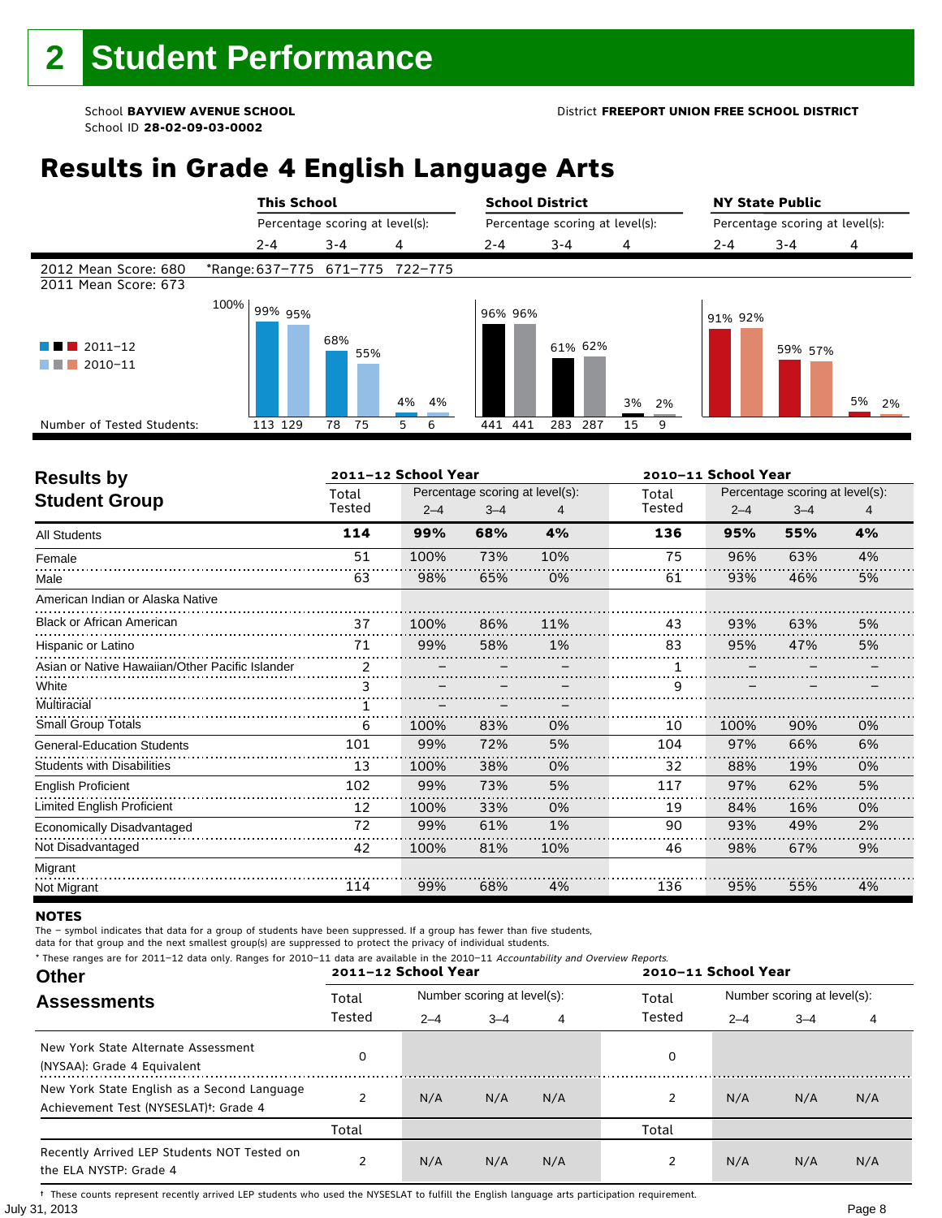# 2 Student Performance

School **BAYVIEW AVENUE SCHOOL**
School ID **28-02-09-03-0002**

District **FREEPORT UNION FREE SCHOOL DISTRICT**

## Results in Grade 4 English Language Arts

| | This School | | | School District | | | NY State Public | | |
|---|---|---|---|---|---|---|---|---|---|
| | Percentage scoring at level(s): | | | Percentage scoring at level(s): | | | Percentage scoring at level(s): | | |
| | 2-4 | 3-4 | 4 | 2-4 | 3-4 | 4 | 2-4 | 3-4 | 4 |
| 2012 Mean Score: 680 | *Range: 637–775 | 671–775 | 722–775 | | | | | | |
| 2011 Mean Score: 673 | | | | | | | | | |
| 2011–12 | 99% | 68% | 4% | 96% | 61% | 3% | 91% | 59% | 5% |
| 2010–11 | 95% | 55% | 4% | 96% | 62% | 2% | 92% | 57% | 2% |
| Number of Tested Students: 2011–12 | 113 | 78 | 5 | 441 | 283 | 15 | | | |
| Number of Tested Students: 2010–11 | 129 | 75 | 6 | 441 | 287 | 9 | | | |

| Results by Student Group | 2011–12 School Year | | | | 2010–11 School Year | | | |
|---|---|---|---|---|---|---|---|---|
| | Total Tested | Percentage scoring at level(s): 2–4 | 3–4 | 4 | Total Tested | Percentage scoring at level(s): 2–4 | 3–4 | 4 |
| **All Students** | **114** | **99%** | **68%** | **4%** | **136** | **95%** | **55%** | **4%** |
| Female | 51 | 100% | 73% | 10% | 75 | 96% | 63% | 4% |
| Male | 63 | 98% | 65% | 0% | 61 | 93% | 46% | 5% |
| American Indian or Alaska Native | | | | | | | | |
| Black or African American | 37 | 100% | 86% | 11% | 43 | 93% | 63% | 5% |
| Hispanic or Latino | 71 | 99% | 58% | 1% | 83 | 95% | 47% | 5% |
| Asian or Native Hawaiian/Other Pacific Islander | 2 | – | – | – | 1 | – | – | – |
| White | 3 | – | – | – | 9 | – | – | – |
| Multiracial | 1 | – | – | – | | | | |
| Small Group Totals | 6 | 100% | 83% | 0% | 10 | 100% | 90% | 0% |
| General-Education Students | 101 | 99% | 72% | 5% | 104 | 97% | 66% | 6% |
| Students with Disabilities | 13 | 100% | 38% | 0% | 32 | 88% | 19% | 0% |
| English Proficient | 102 | 99% | 73% | 5% | 117 | 97% | 62% | 5% |
| Limited English Proficient | 12 | 100% | 33% | 0% | 19 | 84% | 16% | 0% |
| Economically Disadvantaged | 72 | 99% | 61% | 1% | 90 | 93% | 49% | 2% |
| Not Disadvantaged | 42 | 100% | 81% | 10% | 46 | 98% | 67% | 9% |
| Migrant | | | | | | | | |
| Not Migrant | 114 | 99% | 68% | 4% | 136 | 95% | 55% | 4% |

**NOTES**

The – symbol indicates that data for a group of students have been suppressed. If a group has fewer than five students, data for that group and the next smallest group(s) are suppressed to protect the privacy of individual students.

* These ranges are for 2011–12 data only. Ranges for 2010–11 data are available in the 2010–11 *Accountability and Overview Reports.*

| Other Assessments | 2011–12 School Year | | | | 2010–11 School Year | | | |
|---|---|---|---|---|---|---|---|---|
| | Total Tested | Number scoring at level(s): 2–4 | 3–4 | 4 | Total Tested | Number scoring at level(s): 2–4 | 3–4 | 4 |
| New York State Alternate Assessment (NYSAA): Grade 4 Equivalent | 0 | | | | 0 | | | |
| New York State English as a Second Language Achievement Test (NYSESLAT)†: Grade 4 | 2 | N/A | N/A | N/A | 2 | N/A | N/A | N/A |
| | Total | | | | Total | | | |
| Recently Arrived LEP Students NOT Tested on the ELA NYSTP: Grade 4 | 2 | N/A | N/A | N/A | 2 | N/A | N/A | N/A |

† These counts represent recently arrived LEP students who used the NYSESLAT to fulfill the English language arts participation requirement.

July 31, 2013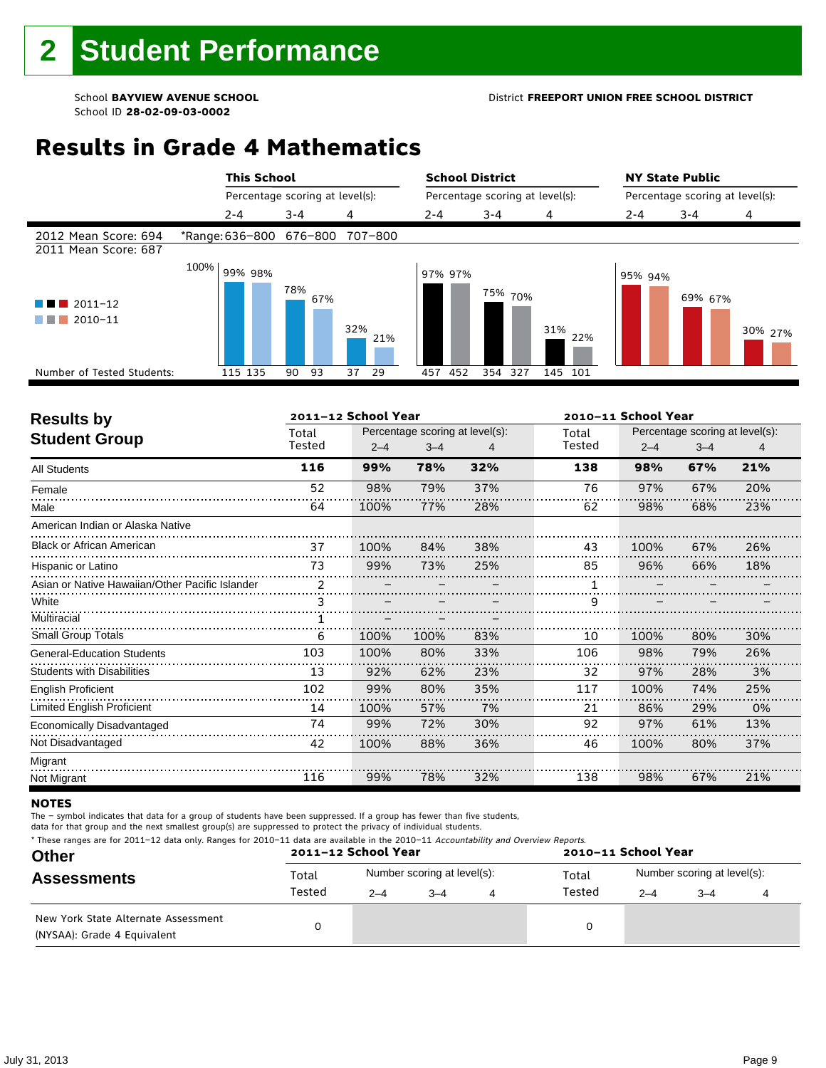# 2 Student Performance

School **BAYVIEW AVENUE SCHOOL**
School ID **28-02-09-03-0002**

District **FREEPORT UNION FREE SCHOOL DISTRICT**

## Results in Grade 4 Mathematics

| | This School | | | School District | | | NY State Public | | |
|---|---|---|---|---|---|---|---|---|---|
| | Percentage scoring at level(s): | | | Percentage scoring at level(s): | | | Percentage scoring at level(s): | | |
| | 2-4 | 3-4 | 4 | 2-4 | 3-4 | 4 | 2-4 | 3-4 | 4 |
| 2012 Mean Score: 694 | *Range: 636–800 | 676–800 | 707–800 | | | | | | |
| 2011 Mean Score: 687 | | | | | | | | | |
| 2011–12 | 99% | 78% | 32% | 97% | 75% | 31% | 95% | 69% | 30% |
| 2010–11 | 98% | 67% | 21% | 97% | 70% | 22% | 94% | 67% | 27% |
| Number of Tested Students (2011–12) | 115 | 90 | 37 | 457 | 354 | 145 | | | |
| Number of Tested Students (2010–11) | 135 | 93 | 29 | 452 | 327 | 101 | | | |

## Results by Student Group

| | 2011–12 School Year | | | | 2010–11 School Year | | | |
|---|---|---|---|---|---|---|---|---|
| | Total Tested | Percentage scoring at level(s): 2–4 | 3–4 | 4 | Total Tested | Percentage scoring at level(s): 2–4 | 3–4 | 4 |
| **All Students** | **116** | **99%** | **78%** | **32%** | **138** | **98%** | **67%** | **21%** |
| Female | 52 | 98% | 79% | 37% | 76 | 97% | 67% | 20% |
| Male | 64 | 100% | 77% | 28% | 62 | 98% | 68% | 23% |
| American Indian or Alaska Native | | | | | | | | |
| Black or African American | 37 | 100% | 84% | 38% | 43 | 100% | 67% | 26% |
| Hispanic or Latino | 73 | 99% | 73% | 25% | 85 | 96% | 66% | 18% |
| Asian or Native Hawaiian/Other Pacific Islander | 2 | – | – | – | 1 | – | – | – |
| White | 3 | – | – | – | 9 | – | – | – |
| Multiracial | 1 | – | – | – | | | | |
| Small Group Totals | 6 | 100% | 100% | 83% | 10 | 100% | 80% | 30% |
| General-Education Students | 103 | 100% | 80% | 33% | 106 | 98% | 79% | 26% |
| Students with Disabilities | 13 | 92% | 62% | 23% | 32 | 97% | 28% | 3% |
| English Proficient | 102 | 99% | 80% | 35% | 117 | 100% | 74% | 25% |
| Limited English Proficient | 14 | 100% | 57% | 7% | 21 | 86% | 29% | 0% |
| Economically Disadvantaged | 74 | 99% | 72% | 30% | 92 | 97% | 61% | 13% |
| Not Disadvantaged | 42 | 100% | 88% | 36% | 46 | 100% | 80% | 37% |
| Migrant | | | | | | | | |
| Not Migrant | 116 | 99% | 78% | 32% | 138 | 98% | 67% | 21% |

### NOTES

The – symbol indicates that data for a group of students have been suppressed. If a group has fewer than five students, data for that group and the next smallest group(s) are suppressed to protect the privacy of individual students.

\* These ranges are for 2011–12 data only. Ranges for 2010–11 data are available in the 2010–11 *Accountability and Overview Reports*.

## Other Assessments

| | 2011–12 School Year | | | | 2010–11 School Year | | | |
|---|---|---|---|---|---|---|---|---|
| | Total Tested | Number scoring at level(s): 2–4 | 3–4 | 4 | Total Tested | Number scoring at level(s): 2–4 | 3–4 | 4 |
| New York State Alternate Assessment (NYSAA): Grade 4 Equivalent | 0 | | | | 0 | | | |

July 31, 2013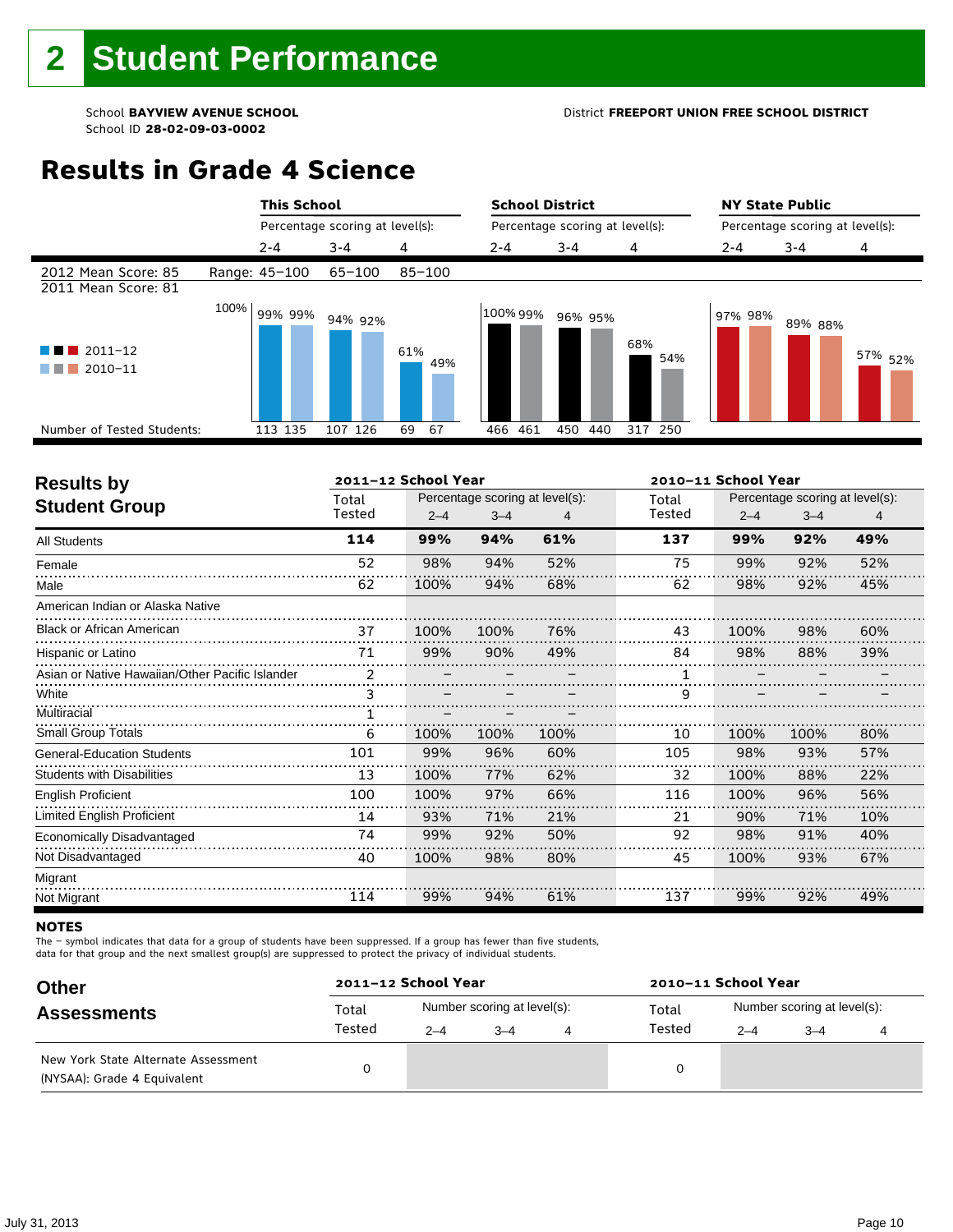# 2 Student Performance

School **BAYVIEW AVENUE SCHOOL**
School ID **28-02-09-03-0002**

District **FREEPORT UNION FREE SCHOOL DISTRICT**

## Results in Grade 4 Science

| | This School | | | School District | | | NY State Public | | |
|---|---|---|---|---|---|---|---|---|---|
| | Percentage scoring at level(s): | | | Percentage scoring at level(s): | | | Percentage scoring at level(s): | | |
| | 2-4 | 3-4 | 4 | 2-4 | 3-4 | 4 | 2-4 | 3-4 | 4 |
| 2012 Mean Score: 85 / 2011 Mean Score: 81 | Range: 45–100 | 65–100 | 85–100 | | | | | | |
| 2011–12 | 99% | 94% | 61% | 100% | 96% | 68% | 97% | 89% | 57% |
| 2010–11 | 99% | 92% | 49% | 99% | 95% | 54% | 98% | 88% | 52% |
| Number of Tested Students: 2011–12 | 113 | 107 | 69 | 466 | 450 | 317 | | | |
| Number of Tested Students: 2010–11 | 135 | 126 | 67 | 461 | 440 | 250 | | | |

## Results by Student Group

| | 2011–12 School Year | | | | 2010–11 School Year | | | |
|---|---|---|---|---|---|---|---|---|
| | Total Tested | Percentage scoring at level(s): 2–4 | 3–4 | 4 | Total Tested | Percentage scoring at level(s): 2–4 | 3–4 | 4 |
| **All Students** | **114** | **99%** | **94%** | **61%** | **137** | **99%** | **92%** | **49%** |
| Female | 52 | 98% | 94% | 52% | 75 | 99% | 92% | 52% |
| Male | 62 | 100% | 94% | 68% | 62 | 98% | 92% | 45% |
| American Indian or Alaska Native | | | | | | | | |
| Black or African American | 37 | 100% | 100% | 76% | 43 | 100% | 98% | 60% |
| Hispanic or Latino | 71 | 99% | 90% | 49% | 84 | 98% | 88% | 39% |
| Asian or Native Hawaiian/Other Pacific Islander | 2 | – | – | – | 1 | – | – | – |
| White | 3 | – | – | – | 9 | – | – | – |
| Multiracial | 1 | – | – | – | | | | |
| Small Group Totals | 6 | 100% | 100% | 100% | 10 | 100% | 100% | 80% |
| General-Education Students | 101 | 99% | 96% | 60% | 105 | 98% | 93% | 57% |
| Students with Disabilities | 13 | 100% | 77% | 62% | 32 | 100% | 88% | 22% |
| English Proficient | 100 | 100% | 97% | 66% | 116 | 100% | 96% | 56% |
| Limited English Proficient | 14 | 93% | 71% | 21% | 21 | 90% | 71% | 10% |
| Economically Disadvantaged | 74 | 99% | 92% | 50% | 92 | 98% | 91% | 40% |
| Not Disadvantaged | 40 | 100% | 98% | 80% | 45 | 100% | 93% | 67% |
| Migrant | | | | | | | | |
| Not Migrant | 114 | 99% | 94% | 61% | 137 | 99% | 92% | 49% |

**NOTES**

The – symbol indicates that data for a group of students have been suppressed. If a group has fewer than five students, data for that group and the next smallest group(s) are suppressed to protect the privacy of individual students.

## Other Assessments

| | 2011–12 School Year | | | | 2010–11 School Year | | | |
|---|---|---|---|---|---|---|---|---|
| | Total Tested | Number scoring at level(s): 2–4 | 3–4 | 4 | Total Tested | Number scoring at level(s): 2–4 | 3–4 | 4 |
| New York State Alternate Assessment (NYSAA): Grade 4 Equivalent | 0 | | | | 0 | | | |

July 31, 2013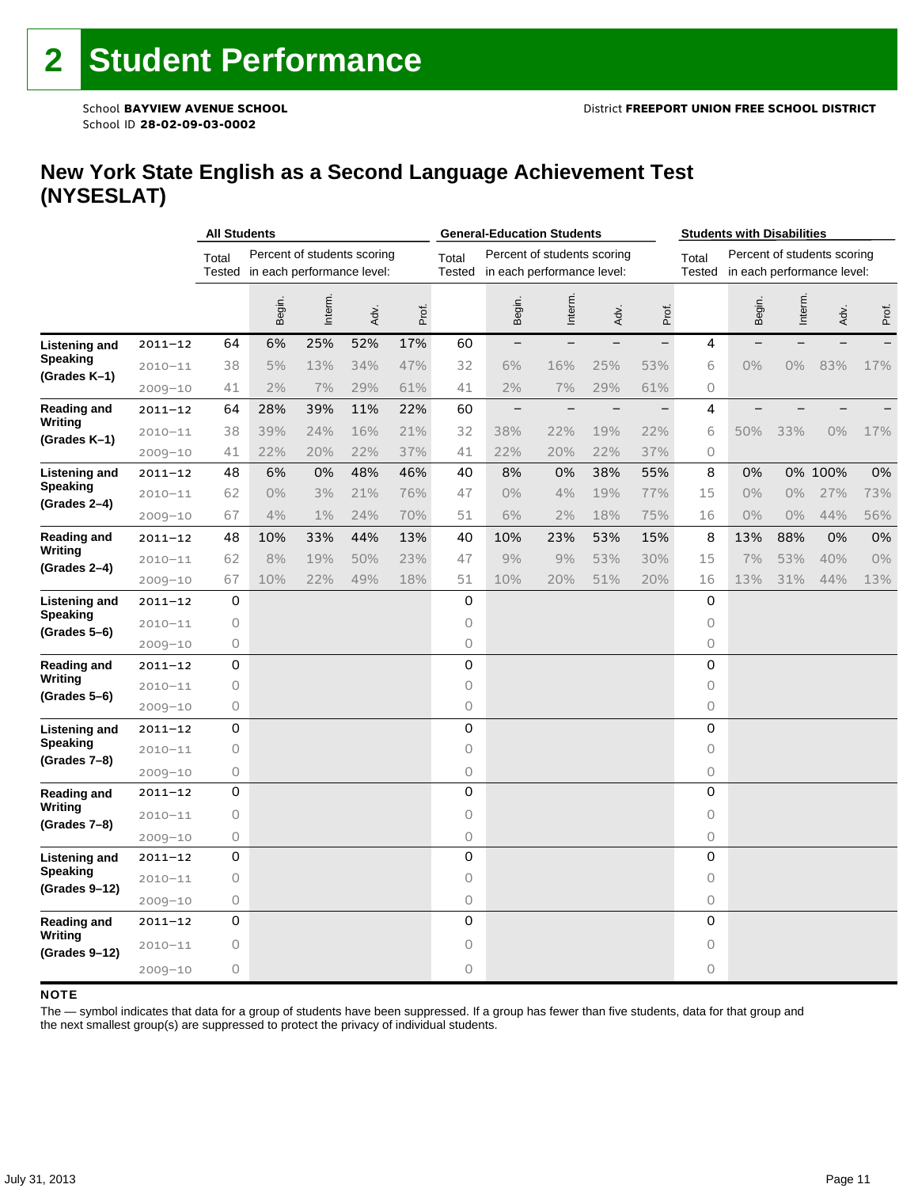# 2 Student Performance

School **BAYVIEW AVENUE SCHOOL** District **FREEPORT UNION FREE SCHOOL DISTRICT**
School ID **28-02-09-03-0002**

## New York State English as a Second Language Achievement Test (NYSESLAT)

| | | All Students | | | | | General-Education Students | | | | | Students with Disabilities | | | | |
|---|---|---|---|---|---|---|---|---|---|---|---|---|---|---|---|---|
| | | Total Tested | Percent of students scoring in each performance level: | | | | Total Tested | Percent of students scoring in each performance level: | | | | Total Tested | Percent of students scoring in each performance level: | | | |
| | | | Begin. | Interm. | Adv. | Prof. | | Begin. | Interm. | Adv. | Prof. | | Begin. | Interm. | Adv. | Prof. |
| **Listening and Speaking (Grades K–1)** | 2011–12 | 64 | 6% | 25% | 52% | 17% | 60 | – | – | – | – | 4 | – | – | – | – |
| | 2010–11 | 38 | 5% | 13% | 34% | 47% | 32 | 6% | 16% | 25% | 53% | 6 | 0% | 0% | 83% | 17% |
| | 2009–10 | 41 | 2% | 7% | 29% | 61% | 41 | 2% | 7% | 29% | 61% | 0 | | | | |
| **Reading and Writing (Grades K–1)** | 2011–12 | 64 | 28% | 39% | 11% | 22% | 60 | – | – | – | – | 4 | – | – | – | – |
| | 2010–11 | 38 | 39% | 24% | 16% | 21% | 32 | 38% | 22% | 19% | 22% | 6 | 50% | 33% | 0% | 17% |
| | 2009–10 | 41 | 22% | 20% | 22% | 37% | 41 | 22% | 20% | 22% | 37% | 0 | | | | |
| **Listening and Speaking (Grades 2–4)** | 2011–12 | 48 | 6% | 0% | 48% | 46% | 40 | 8% | 0% | 38% | 55% | 8 | 0% | 0% | 100% | 0% |
| | 2010–11 | 62 | 0% | 3% | 21% | 76% | 47 | 0% | 4% | 19% | 77% | 15 | 0% | 0% | 27% | 73% |
| | 2009–10 | 67 | 4% | 1% | 24% | 70% | 51 | 6% | 2% | 18% | 75% | 16 | 0% | 0% | 44% | 56% |
| **Reading and Writing (Grades 2–4)** | 2011–12 | 48 | 10% | 33% | 44% | 13% | 40 | 10% | 23% | 53% | 15% | 8 | 13% | 88% | 0% | 0% |
| | 2010–11 | 62 | 8% | 19% | 50% | 23% | 47 | 9% | 9% | 53% | 30% | 15 | 7% | 53% | 40% | 0% |
| | 2009–10 | 67 | 10% | 22% | 49% | 18% | 51 | 10% | 20% | 51% | 20% | 16 | 13% | 31% | 44% | 13% |
| **Listening and Speaking (Grades 5–6)** | 2011–12 | 0 | | | | | 0 | | | | | 0 | | | | |
| | 2010–11 | 0 | | | | | 0 | | | | | 0 | | | | |
| | 2009–10 | 0 | | | | | 0 | | | | | 0 | | | | |
| **Reading and Writing (Grades 5–6)** | 2011–12 | 0 | | | | | 0 | | | | | 0 | | | | |
| | 2010–11 | 0 | | | | | 0 | | | | | 0 | | | | |
| | 2009–10 | 0 | | | | | 0 | | | | | 0 | | | | |
| **Listening and Speaking (Grades 7–8)** | 2011–12 | 0 | | | | | 0 | | | | | 0 | | | | |
| | 2010–11 | 0 | | | | | 0 | | | | | 0 | | | | |
| | 2009–10 | 0 | | | | | 0 | | | | | 0 | | | | |
| **Reading and Writing (Grades 7–8)** | 2011–12 | 0 | | | | | 0 | | | | | 0 | | | | |
| | 2010–11 | 0 | | | | | 0 | | | | | 0 | | | | |
| | 2009–10 | 0 | | | | | 0 | | | | | 0 | | | | |
| **Listening and Speaking (Grades 9–12)** | 2011–12 | 0 | | | | | 0 | | | | | 0 | | | | |
| | 2010–11 | 0 | | | | | 0 | | | | | 0 | | | | |
| | 2009–10 | 0 | | | | | 0 | | | | | 0 | | | | |
| **Reading and Writing (Grades 9–12)** | 2011–12 | 0 | | | | | 0 | | | | | 0 | | | | |
| | 2010–11 | 0 | | | | | 0 | | | | | 0 | | | | |
| | 2009–10 | 0 | | | | | 0 | | | | | 0 | | | | |

**NOTE**

The — symbol indicates that data for a group of students have been suppressed. If a group has fewer than five students, data for that group and the next smallest group(s) are suppressed to protect the privacy of individual students.